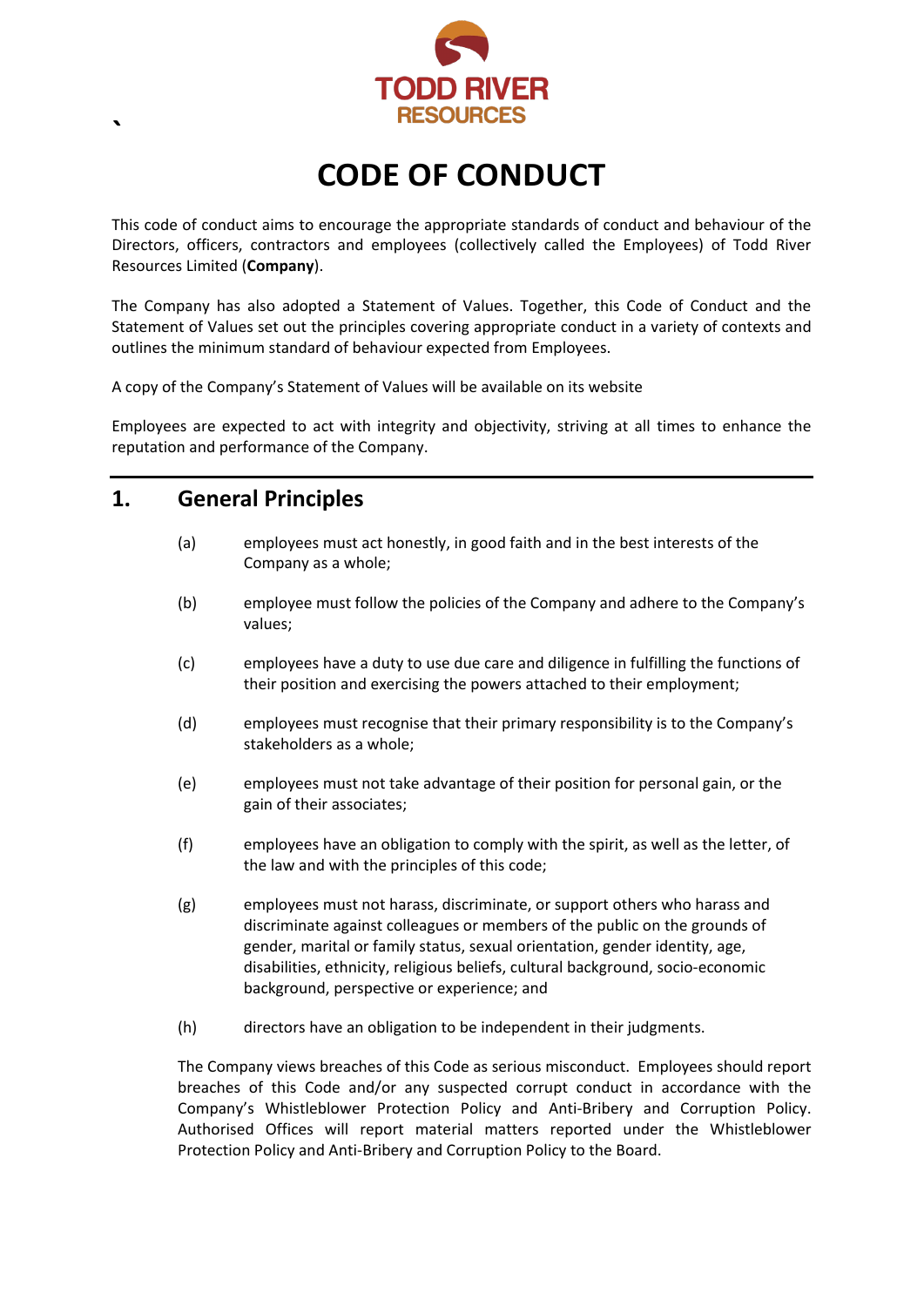TODD RIVER
RESOURCES

# CODE OF CONDUCT

This code of conduct aims to encourage the appropriate standards of conduct and behaviour of the Directors, officers, contractors and employees (collectively called the Employees) of Todd River Resources Limited (**Company**).

The Company has also adopted a Statement of Values. Together, this Code of Conduct and the Statement of Values set out the principles covering appropriate conduct in a variety of contexts and outlines the minimum standard of behaviour expected from Employees.

A copy of the Company's Statement of Values will be available on its website

Employees are expected to act with integrity and objectivity, striving at all times to enhance the reputation and performance of the Company.

## 1. General Principles

(a) employees must act honestly, in good faith and in the best interests of the Company as a whole;

(b) employee must follow the policies of the Company and adhere to the Company's values;

(c) employees have a duty to use due care and diligence in fulfilling the functions of their position and exercising the powers attached to their employment;

(d) employees must recognise that their primary responsibility is to the Company's stakeholders as a whole;

(e) employees must not take advantage of their position for personal gain, or the gain of their associates;

(f) employees have an obligation to comply with the spirit, as well as the letter, of the law and with the principles of this code;

(g) employees must not harass, discriminate, or support others who harass and discriminate against colleagues or members of the public on the grounds of gender, marital or family status, sexual orientation, gender identity, age, disabilities, ethnicity, religious beliefs, cultural background, socio-economic background, perspective or experience; and

(h) directors have an obligation to be independent in their judgments.

The Company views breaches of this Code as serious misconduct. Employees should report breaches of this Code and/or any suspected corrupt conduct in accordance with the Company's Whistleblower Protection Policy and Anti-Bribery and Corruption Policy. Authorised Offices will report material matters reported under the Whistleblower Protection Policy and Anti-Bribery and Corruption Policy to the Board.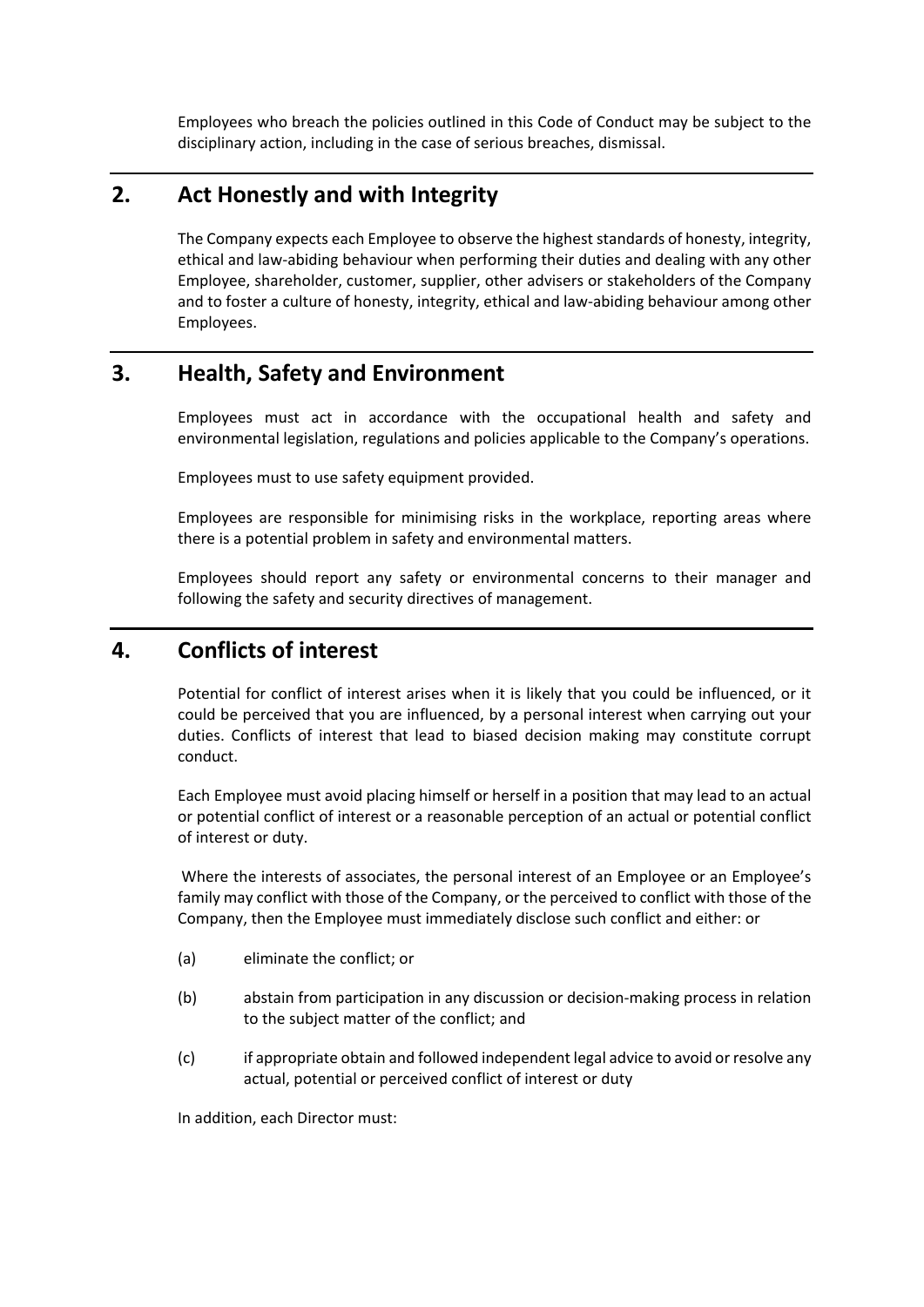Employees who breach the policies outlined in this Code of Conduct may be subject to the disciplinary action, including in the case of serious breaches, dismissal.

## 2. Act Honestly and with Integrity

The Company expects each Employee to observe the highest standards of honesty, integrity, ethical and law-abiding behaviour when performing their duties and dealing with any other Employee, shareholder, customer, supplier, other advisers or stakeholders of the Company and to foster a culture of honesty, integrity, ethical and law-abiding behaviour among other Employees.

## 3. Health, Safety and Environment

Employees must act in accordance with the occupational health and safety and environmental legislation, regulations and policies applicable to the Company's operations.

Employees must to use safety equipment provided.

Employees are responsible for minimising risks in the workplace, reporting areas where there is a potential problem in safety and environmental matters.

Employees should report any safety or environmental concerns to their manager and following the safety and security directives of management.

## 4. Conflicts of interest

Potential for conflict of interest arises when it is likely that you could be influenced, or it could be perceived that you are influenced, by a personal interest when carrying out your duties. Conflicts of interest that lead to biased decision making may constitute corrupt conduct.

Each Employee must avoid placing himself or herself in a position that may lead to an actual or potential conflict of interest or a reasonable perception of an actual or potential conflict of interest or duty.

Where the interests of associates, the personal interest of an Employee or an Employee's family may conflict with those of the Company, or the perceived to conflict with those of the Company, then the Employee must immediately disclose such conflict and either: or

(a) eliminate the conflict; or

(b) abstain from participation in any discussion or decision-making process in relation to the subject matter of the conflict; and

(c) if appropriate obtain and followed independent legal advice to avoid or resolve any actual, potential or perceived conflict of interest or duty

In addition, each Director must: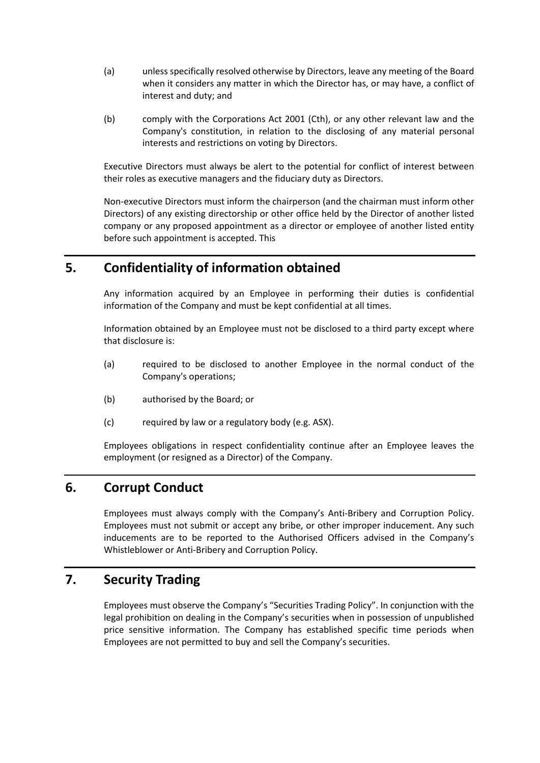(a) unless specifically resolved otherwise by Directors, leave any meeting of the Board when it considers any matter in which the Director has, or may have, a conflict of interest and duty; and

(b) comply with the Corporations Act 2001 (Cth), or any other relevant law and the Company's constitution, in relation to the disclosing of any material personal interests and restrictions on voting by Directors.

Executive Directors must always be alert to the potential for conflict of interest between their roles as executive managers and the fiduciary duty as Directors.

Non-executive Directors must inform the chairperson (and the chairman must inform other Directors) of any existing directorship or other office held by the Director of another listed company or any proposed appointment as a director or employee of another listed entity before such appointment is accepted. This

## 5. Confidentiality of information obtained

Any information acquired by an Employee in performing their duties is confidential information of the Company and must be kept confidential at all times.

Information obtained by an Employee must not be disclosed to a third party except where that disclosure is:

(a) required to be disclosed to another Employee in the normal conduct of the Company's operations;

(b) authorised by the Board; or

(c) required by law or a regulatory body (e.g. ASX).

Employees obligations in respect confidentiality continue after an Employee leaves the employment (or resigned as a Director) of the Company.

## 6. Corrupt Conduct

Employees must always comply with the Company's Anti-Bribery and Corruption Policy. Employees must not submit or accept any bribe, or other improper inducement. Any such inducements are to be reported to the Authorised Officers advised in the Company's Whistleblower or Anti-Bribery and Corruption Policy.

## 7. Security Trading

Employees must observe the Company's "Securities Trading Policy". In conjunction with the legal prohibition on dealing in the Company's securities when in possession of unpublished price sensitive information. The Company has established specific time periods when Employees are not permitted to buy and sell the Company's securities.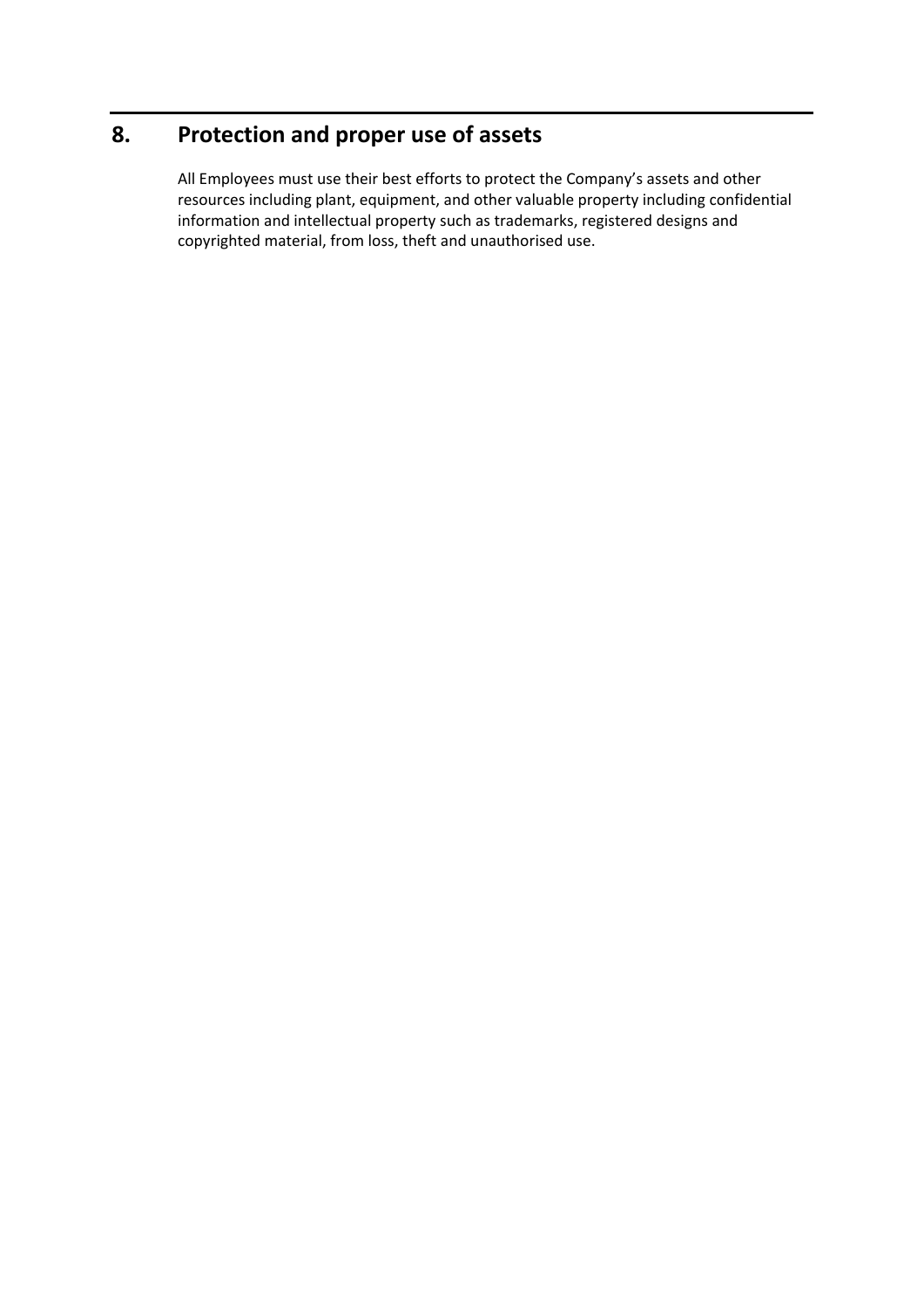## 8. Protection and proper use of assets

All Employees must use their best efforts to protect the Company's assets and other resources including plant, equipment, and other valuable property including confidential information and intellectual property such as trademarks, registered designs and copyrighted material, from loss, theft and unauthorised use.